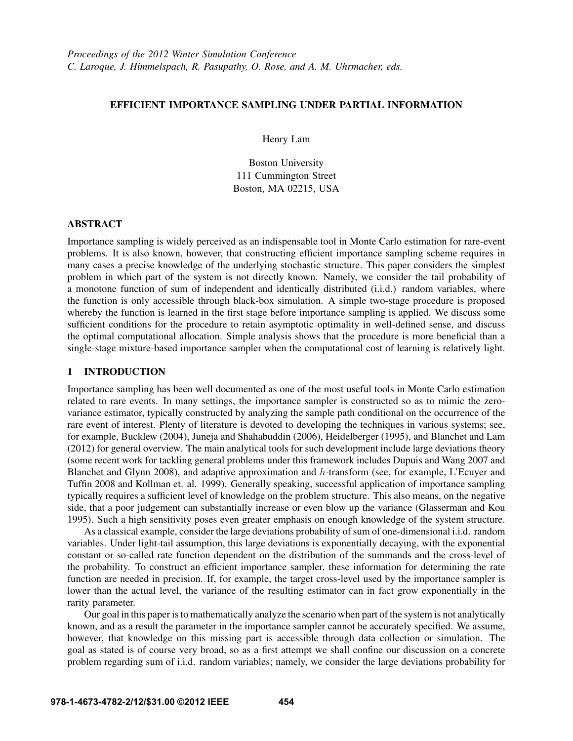*Proceedings of the 2012 Winter Simulation Conference*
*C. Laroque, J. Himmelspach, R. Pasupathy, O. Rose, and A. M. Uhrmacher, eds.*

# EFFICIENT IMPORTANCE SAMPLING UNDER PARTIAL INFORMATION

Henry Lam

Boston University
111 Cummington Street
Boston, MA 02215, USA

## ABSTRACT

Importance sampling is widely perceived as an indispensable tool in Monte Carlo estimation for rare-event problems. It is also known, however, that constructing efficient importance sampling scheme requires in many cases a precise knowledge of the underlying stochastic structure. This paper considers the simplest problem in which part of the system is not directly known. Namely, we consider the tail probability of a monotone function of sum of independent and identically distributed (i.i.d.) random variables, where the function is only accessible through black-box simulation. A simple two-stage procedure is proposed whereby the function is learned in the first stage before importance sampling is applied. We discuss some sufficient conditions for the procedure to retain asymptotic optimality in well-defined sense, and discuss the optimal computational allocation. Simple analysis shows that the procedure is more beneficial than a single-stage mixture-based importance sampler when the computational cost of learning is relatively light.

## 1 INTRODUCTION

Importance sampling has been well documented as one of the most useful tools in Monte Carlo estimation related to rare events. In many settings, the importance sampler is constructed so as to mimic the zero-variance estimator, typically constructed by analyzing the sample path conditional on the occurrence of the rare event of interest. Plenty of literature is devoted to developing the techniques in various systems; see, for example, Bucklew (2004), Juneja and Shahabuddin (2006), Heidelberger (1995), and Blanchet and Lam (2012) for general overview. The main analytical tools for such development include large deviations theory (some recent work for tackling general problems under this framework includes Dupuis and Wang 2007 and Blanchet and Glynn 2008), and adaptive approximation and $h$-transform (see, for example, L'Ecuyer and Tuffin 2008 and Kollman et. al. 1999). Generally speaking, successful application of importance sampling typically requires a sufficient level of knowledge on the problem structure. This also means, on the negative side, that a poor judgement can substantially increase or even blow up the variance (Glasserman and Kou 1995). Such a high sensitivity poses even greater emphasis on enough knowledge of the system structure.

As a classical example, consider the large deviations probability of sum of one-dimensional i.i.d. random variables. Under light-tail assumption, this large deviations is exponentially decaying, with the exponential constant or so-called rate function dependent on the distribution of the summands and the cross-level of the probability. To construct an efficient importance sampler, these information for determining the rate function are needed in precision. If, for example, the target cross-level used by the importance sampler is lower than the actual level, the variance of the resulting estimator can in fact grow exponentially in the rarity parameter.

Our goal in this paper is to mathematically analyze the scenario when part of the system is not analytically known, and as a result the parameter in the importance sampler cannot be accurately specified. We assume, however, that knowledge on this missing part is accessible through data collection or simulation. The goal as stated is of course very broad, so as a first attempt we shall confine our discussion on a concrete problem regarding sum of i.i.d. random variables; namely, we consider the large deviations probability for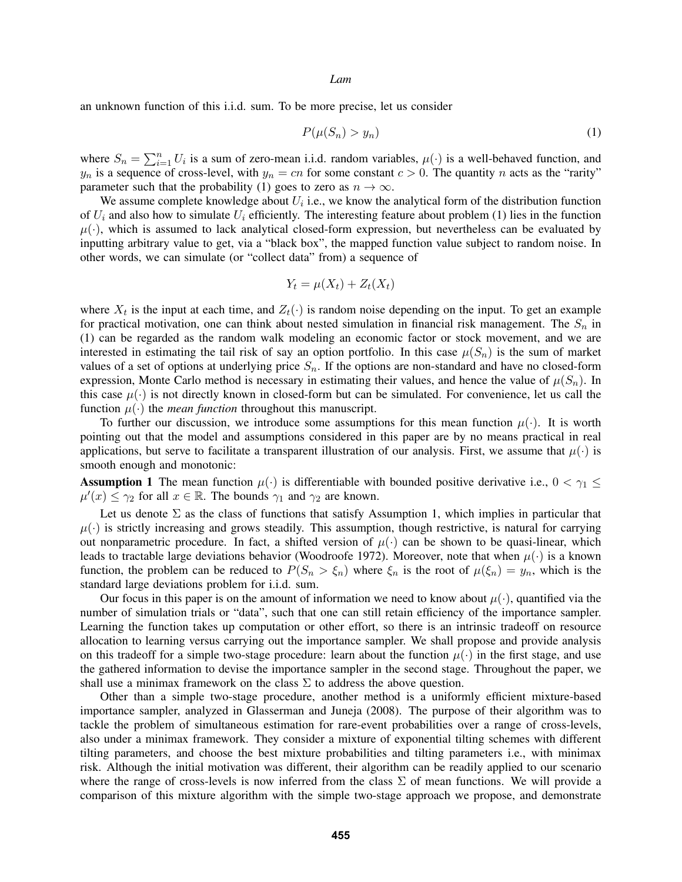an unknown function of this i.i.d. sum. To be more precise, let us consider

$$P(\mu(S_n) > y_n) \tag{1}$$

where $S_n = \sum_{i=1}^n U_i$ is a sum of zero-mean i.i.d. random variables, $\mu(\cdot)$ is a well-behaved function, and $y_n$ is a sequence of cross-level, with $y_n = cn$ for some constant $c > 0$. The quantity $n$ acts as the "rarity" parameter such that the probability (1) goes to zero as $n \to \infty$.

We assume complete knowledge about $U_i$ i.e., we know the analytical form of the distribution function of $U_i$ and also how to simulate $U_i$ efficiently. The interesting feature about problem (1) lies in the function $\mu(\cdot)$, which is assumed to lack analytical closed-form expression, but nevertheless can be evaluated by inputting arbitrary value to get, via a "black box", the mapped function value subject to random noise. In other words, we can simulate (or "collect data" from) a sequence of

$$Y_t = \mu(X_t) + Z_t(X_t)$$

where $X_t$ is the input at each time, and $Z_t(\cdot)$ is random noise depending on the input. To get an example for practical motivation, one can think about nested simulation in financial risk management. The $S_n$ in (1) can be regarded as the random walk modeling an economic factor or stock movement, and we are interested in estimating the tail risk of say an option portfolio. In this case $\mu(S_n)$ is the sum of market values of a set of options at underlying price $S_n$. If the options are non-standard and have no closed-form expression, Monte Carlo method is necessary in estimating their values, and hence the value of $\mu(S_n)$. In this case $\mu(\cdot)$ is not directly known in closed-form but can be simulated. For convenience, let us call the function $\mu(\cdot)$ the *mean function* throughout this manuscript.

To further our discussion, we introduce some assumptions for this mean function $\mu(\cdot)$. It is worth pointing out that the model and assumptions considered in this paper are by no means practical in real applications, but serve to facilitate a transparent illustration of our analysis. First, we assume that $\mu(\cdot)$ is smooth enough and monotonic:

**Assumption 1** The mean function $\mu(\cdot)$ is differentiable with bounded positive derivative i.e., $0 < \gamma_1 \leq \mu'(x) \leq \gamma_2$ for all $x \in \mathbb{R}$. The bounds $\gamma_1$ and $\gamma_2$ are known.

Let us denote $\Sigma$ as the class of functions that satisfy Assumption 1, which implies in particular that $\mu(\cdot)$ is strictly increasing and grows steadily. This assumption, though restrictive, is natural for carrying out nonparametric procedure. In fact, a shifted version of $\mu(\cdot)$ can be shown to be quasi-linear, which leads to tractable large deviations behavior (Woodroofe 1972). Moreover, note that when $\mu(\cdot)$ is a known function, the problem can be reduced to $P(S_n > \xi_n)$ where $\xi_n$ is the root of $\mu(\xi_n) = y_n$, which is the standard large deviations problem for i.i.d. sum.

Our focus in this paper is on the amount of information we need to know about $\mu(\cdot)$, quantified via the number of simulation trials or "data", such that one can still retain efficiency of the importance sampler. Learning the function takes up computation or other effort, so there is an intrinsic tradeoff on resource allocation to learning versus carrying out the importance sampler. We shall propose and provide analysis on this tradeoff for a simple two-stage procedure: learn about the function $\mu(\cdot)$ in the first stage, and use the gathered information to devise the importance sampler in the second stage. Throughout the paper, we shall use a minimax framework on the class $\Sigma$ to address the above question.

Other than a simple two-stage procedure, another method is a uniformly efficient mixture-based importance sampler, analyzed in Glasserman and Juneja (2008). The purpose of their algorithm was to tackle the problem of simultaneous estimation for rare-event probabilities over a range of cross-levels, also under a minimax framework. They consider a mixture of exponential tilting schemes with different tilting parameters, and choose the best mixture probabilities and tilting parameters i.e., with minimax risk. Although the initial motivation was different, their algorithm can be readily applied to our scenario where the range of cross-levels is now inferred from the class $\Sigma$ of mean functions. We will provide a comparison of this mixture algorithm with the simple two-stage approach we propose, and demonstrate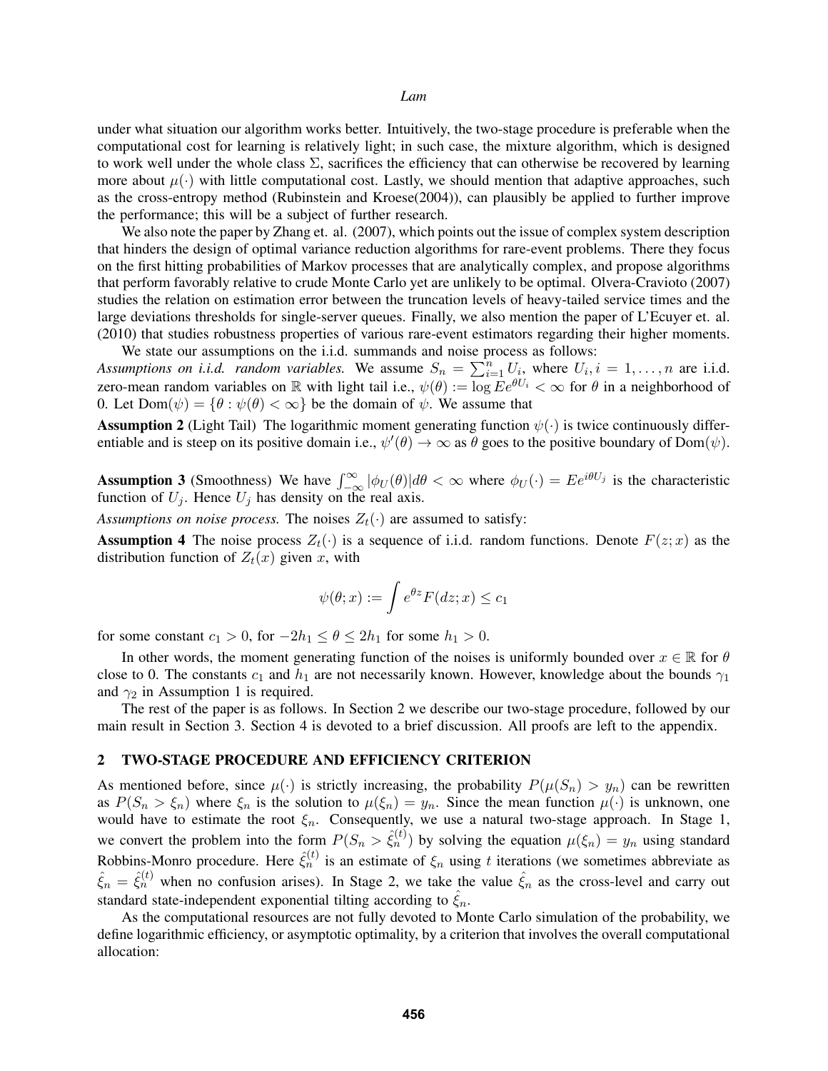under what situation our algorithm works better. Intuitively, the two-stage procedure is preferable when the computational cost for learning is relatively light; in such case, the mixture algorithm, which is designed to work well under the whole class $\Sigma$, sacrifices the efficiency that can otherwise be recovered by learning more about $\mu(\cdot)$ with little computational cost. Lastly, we should mention that adaptive approaches, such as the cross-entropy method (Rubinstein and Kroese(2004)), can plausibly be applied to further improve the performance; this will be a subject of further research.

We also note the paper by Zhang et. al. (2007), which points out the issue of complex system description that hinders the design of optimal variance reduction algorithms for rare-event problems. There they focus on the first hitting probabilities of Markov processes that are analytically complex, and propose algorithms that perform favorably relative to crude Monte Carlo yet are unlikely to be optimal. Olvera-Cravioto (2007) studies the relation on estimation error between the truncation levels of heavy-tailed service times and the large deviations thresholds for single-server queues. Finally, we also mention the paper of L'Ecuyer et. al. (2010) that studies robustness properties of various rare-event estimators regarding their higher moments.

We state our assumptions on the i.i.d. summands and noise process as follows:

*Assumptions on i.i.d. random variables.* We assume $S_n = \sum_{i=1}^{n} U_i$, where $U_i, i = 1, \ldots, n$ are i.i.d. zero-mean random variables on $\mathbb{R}$ with light tail i.e., $\psi(\theta) := \log Ee^{\theta U_i} < \infty$ for $\theta$ in a neighborhood of 0. Let $\text{Dom}(\psi) = \{\theta : \psi(\theta) < \infty\}$ be the domain of $\psi$. We assume that

**Assumption 2** (Light Tail) The logarithmic moment generating function $\psi(\cdot)$ is twice continuously differentiable and is steep on its positive domain i.e., $\psi'(\theta) \to \infty$ as $\theta$ goes to the positive boundary of $\text{Dom}(\psi)$.

**Assumption 3** (Smoothness) We have $\int_{-\infty}^{\infty} |\phi_U(\theta)| d\theta < \infty$ where $\phi_U(\cdot) = Ee^{i\theta U_j}$ is the characteristic function of $U_j$. Hence $U_j$ has density on the real axis.

*Assumptions on noise process.* The noises $Z_t(\cdot)$ are assumed to satisfy:

**Assumption 4** The noise process $Z_t(\cdot)$ is a sequence of i.i.d. random functions. Denote $F(z;x)$ as the distribution function of $Z_t(x)$ given $x$, with

$$\psi(\theta; x) := \int e^{\theta z} F(dz; x) \leq c_1$$

for some constant $c_1 > 0$, for $-2h_1 \leq \theta \leq 2h_1$ for some $h_1 > 0$.

In other words, the moment generating function of the noises is uniformly bounded over $x \in \mathbb{R}$ for $\theta$ close to 0. The constants $c_1$ and $h_1$ are not necessarily known. However, knowledge about the bounds $\gamma_1$ and $\gamma_2$ in Assumption 1 is required.

The rest of the paper is as follows. In Section 2 we describe our two-stage procedure, followed by our main result in Section 3. Section 4 is devoted to a brief discussion. All proofs are left to the appendix.

## 2 TWO-STAGE PROCEDURE AND EFFICIENCY CRITERION

As mentioned before, since $\mu(\cdot)$ is strictly increasing, the probability $P(\mu(S_n) > y_n)$ can be rewritten as $P(S_n > \xi_n)$ where $\xi_n$ is the solution to $\mu(\xi_n) = y_n$. Since the mean function $\mu(\cdot)$ is unknown, one would have to estimate the root $\xi_n$. Consequently, we use a natural two-stage approach. In Stage 1, we convert the problem into the form $P(S_n > \hat{\xi}_n^{(t)})$ by solving the equation $\mu(\xi_n) = y_n$ using standard Robbins-Monro procedure. Here $\hat{\xi}_n^{(t)}$ is an estimate of $\xi_n$ using $t$ iterations (we sometimes abbreviate as $\hat{\xi}_n = \hat{\xi}_n^{(t)}$ when no confusion arises). In Stage 2, we take the value $\hat{\xi}_n$ as the cross-level and carry out standard state-independent exponential tilting according to $\hat{\xi}_n$.

As the computational resources are not fully devoted to Monte Carlo simulation of the probability, we define logarithmic efficiency, or asymptotic optimality, by a criterion that involves the overall computational allocation: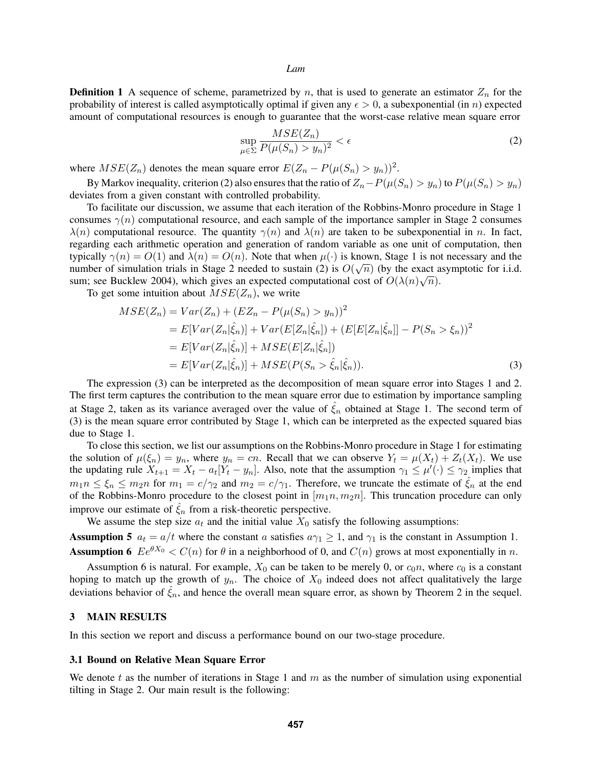**Definition 1** A sequence of scheme, parametrized by $n$, that is used to generate an estimator $Z_n$ for the probability of interest is called asymptotically optimal if given any $\epsilon > 0$, a subexponential (in $n$) expected amount of computational resources is enough to guarantee that the worst-case relative mean square error

$$\sup_{\mu \in \Sigma} \frac{MSE(Z_n)}{P(\mu(S_n) > y_n)^2} < \epsilon \tag{2}$$

where $MSE(Z_n)$ denotes the mean square error $E(Z_n - P(\mu(S_n) > y_n))^2$.

By Markov inequality, criterion (2) also ensures that the ratio of $Z_n - P(\mu(S_n) > y_n)$ to $P(\mu(S_n) > y_n)$ deviates from a given constant with controlled probability.

To facilitate our discussion, we assume that each iteration of the Robbins-Monro procedure in Stage 1 consumes $\gamma(n)$ computational resource, and each sample of the importance sampler in Stage 2 consumes $\lambda(n)$ computational resource. The quantity $\gamma(n)$ and $\lambda(n)$ are taken to be subexponential in $n$. In fact, regarding each arithmetic operation and generation of random variable as one unit of computation, then typically $\gamma(n) = O(1)$ and $\lambda(n) = O(n)$. Note that when $\mu(\cdot)$ is known, Stage 1 is not necessary and the number of simulation trials in Stage 2 needed to sustain (2) is $O(\sqrt{n})$ (by the exact asymptotic for i.i.d. sum; see Bucklew 2004), which gives an expected computational cost of $O(\lambda(n)\sqrt{n})$.

To get some intuition about $MSE(Z_n)$, we write

$$\begin{aligned}
MSE(Z_n) &= Var(Z_n) + (EZ_n - P(\mu(S_n) > y_n))^2 \\
&= E[Var(Z_n|\hat{\xi}_n)] + Var(E[Z_n|\hat{\xi}_n]) + (E[E[Z_n|\hat{\xi}_n]] - P(S_n > \xi_n))^2 \\
&= E[Var(Z_n|\hat{\xi}_n)] + MSE(E[Z_n|\hat{\xi}_n]) \\
&= E[Var(Z_n|\hat{\xi}_n)] + MSE(P(S_n > \hat{\xi}_n|\hat{\xi}_n)).
\end{aligned} \tag{3}$$

The expression (3) can be interpreted as the decomposition of mean square error into Stages 1 and 2. The first term captures the contribution to the mean square error due to estimation by importance sampling at Stage 2, taken as its variance averaged over the value of $\hat{\xi}_n$ obtained at Stage 1. The second term of (3) is the mean square error contributed by Stage 1, which can be interpreted as the expected squared bias due to Stage 1.

To close this section, we list our assumptions on the Robbins-Monro procedure in Stage 1 for estimating the solution of $\mu(\xi_n) = y_n$, where $y_n = cn$. Recall that we can observe $Y_t = \mu(X_t) + Z_t(X_t)$. We use the updating rule $X_{t+1} = X_t - a_t[Y_t - y_n]$. Also, note that the assumption $\gamma_1 \leq \mu'(\cdot) \leq \gamma_2$ implies that $m_1 n \leq \xi_n \leq m_2 n$ for $m_1 = c/\gamma_2$ and $m_2 = c/\gamma_1$. Therefore, we truncate the estimate of $\hat{\xi}_n$ at the end of the Robbins-Monro procedure to the closest point in $[m_1 n, m_2 n]$. This truncation procedure can only improve our estimate of $\hat{\xi}_n$ from a risk-theoretic perspective.

We assume the step size $a_t$ and the initial value $X_0$ satisfy the following assumptions:

**Assumption 5** $a_t = a/t$ where the constant $a$ satisfies $a\gamma_1 \geq 1$, and $\gamma_1$ is the constant in Assumption 1.

**Assumption 6** $Ee^{\theta X_0} < C(n)$ for $\theta$ in a neighborhood of 0, and $C(n)$ grows at most exponentially in $n$.

Assumption 6 is natural. For example, $X_0$ can be taken to be merely 0, or $c_0 n$, where $c_0$ is a constant hoping to match up the growth of $y_n$. The choice of $X_0$ indeed does not affect qualitatively the large deviations behavior of $\hat{\xi}_n$, and hence the overall mean square error, as shown by Theorem 2 in the sequel.

## 3 MAIN RESULTS

In this section we report and discuss a performance bound on our two-stage procedure.

### 3.1 Bound on Relative Mean Square Error

We denote $t$ as the number of iterations in Stage 1 and $m$ as the number of simulation using exponential tilting in Stage 2. Our main result is the following: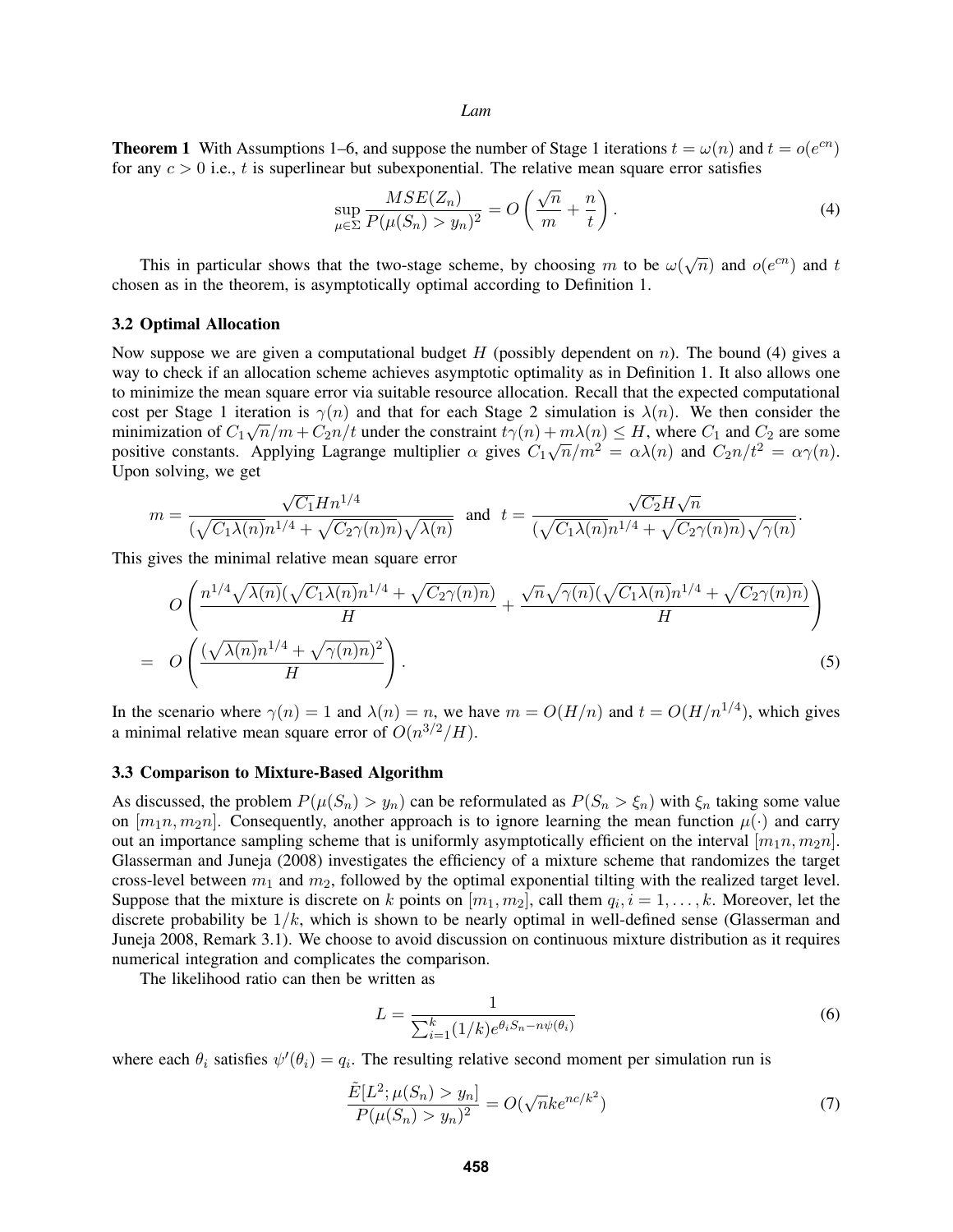**Theorem 1** With Assumptions 1–6, and suppose the number of Stage 1 iterations $t = \omega(n)$ and $t = o(e^{cn})$ for any $c > 0$ i.e., $t$ is superlinear but subexponential. The relative mean square error satisfies

$$\sup_{\mu \in \Sigma} \frac{MSE(Z_n)}{P(\mu(S_n) > y_n)^2} = O\left(\frac{\sqrt{n}}{m} + \frac{n}{t}\right). \tag{4}$$

This in particular shows that the two-stage scheme, by choosing $m$ to be $\omega(\sqrt{n})$ and $o(e^{cn})$ and $t$ chosen as in the theorem, is asymptotically optimal according to Definition 1.

### 3.2 Optimal Allocation

Now suppose we are given a computational budget $H$ (possibly dependent on $n$). The bound (4) gives a way to check if an allocation scheme achieves asymptotic optimality as in Definition 1. It also allows one to minimize the mean square error via suitable resource allocation. Recall that the expected computational cost per Stage 1 iteration is $\gamma(n)$ and that for each Stage 2 simulation is $\lambda(n)$. We then consider the minimization of $C_1\sqrt{n}/m + C_2 n/t$ under the constraint $t\gamma(n) + m\lambda(n) \leq H$, where $C_1$ and $C_2$ are some positive constants. Applying Lagrange multiplier $\alpha$ gives $C_1\sqrt{n}/m^2 = \alpha\lambda(n)$ and $C_2 n/t^2 = \alpha\gamma(n)$. Upon solving, we get

$$m = \frac{\sqrt{C_1} H n^{1/4}}{(\sqrt{C_1\lambda(n)} n^{1/4} + \sqrt{C_2\gamma(n)n})\sqrt{\lambda(n)}} \quad \text{and} \quad t = \frac{\sqrt{C_2} H \sqrt{n}}{(\sqrt{C_1\lambda(n)} n^{1/4} + \sqrt{C_2\gamma(n)n})\sqrt{\gamma(n)}}.$$

This gives the minimal relative mean square error

$$\begin{aligned}
& O\left(\frac{n^{1/4}\sqrt{\lambda(n)}(\sqrt{C_1\lambda(n)}n^{1/4} + \sqrt{C_2\gamma(n)n})}{H} + \frac{\sqrt{n}\sqrt{\gamma(n)}(\sqrt{C_1\lambda(n)}n^{1/4} + \sqrt{C_2\gamma(n)n})}{H}\right) \\
= \quad & O\left(\frac{(\sqrt{\lambda(n)}n^{1/4} + \sqrt{\gamma(n)n})^2}{H}\right). \qquad (5)
\end{aligned}$$

In the scenario where $\gamma(n) = 1$ and $\lambda(n) = n$, we have $m = O(H/n)$ and $t = O(H/n^{1/4})$, which gives a minimal relative mean square error of $O(n^{3/2}/H)$.

### 3.3 Comparison to Mixture-Based Algorithm

As discussed, the problem $P(\mu(S_n) > y_n)$ can be reformulated as $P(S_n > \xi_n)$ with $\xi_n$ taking some value on $[m_1 n, m_2 n]$. Consequently, another approach is to ignore learning the mean function $\mu(\cdot)$ and carry out an importance sampling scheme that is uniformly asymptotically efficient on the interval $[m_1 n, m_2 n]$. Glasserman and Juneja (2008) investigates the efficiency of a mixture scheme that randomizes the target cross-level between $m_1$ and $m_2$, followed by the optimal exponential tilting with the realized target level. Suppose that the mixture is discrete on $k$ points on $[m_1, m_2]$, call them $q_i, i = 1, \ldots, k$. Moreover, let the discrete probability be $1/k$, which is shown to be nearly optimal in well-defined sense (Glasserman and Juneja 2008, Remark 3.1). We choose to avoid discussion on continuous mixture distribution as it requires numerical integration and complicates the comparison.

The likelihood ratio can then be written as

$$L = \frac{1}{\sum_{i=1}^{k}(1/k)e^{\theta_i S_n - n\psi(\theta_i)}} \tag{6}$$

where each $\theta_i$ satisfies $\psi'(\theta_i) = q_i$. The resulting relative second moment per simulation run is

$$\frac{\tilde{E}[L^2; \mu(S_n) > y_n]}{P(\mu(S_n) > y_n)^2} = O(\sqrt{n} k e^{nc/k^2}) \tag{7}$$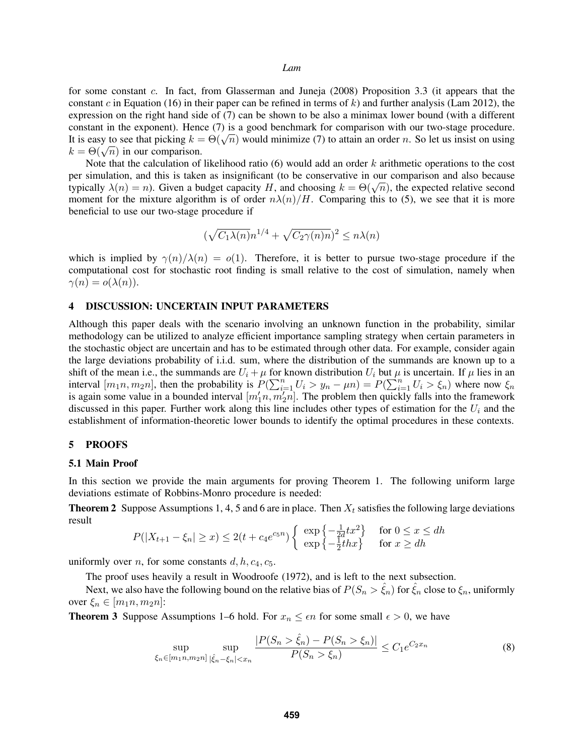for some constant $c$. In fact, from Glasserman and Juneja (2008) Proposition 3.3 (it appears that the constant $c$ in Equation (16) in their paper can be refined in terms of $k$) and further analysis (Lam 2012), the expression on the right hand side of (7) can be shown to be also a minimax lower bound (with a different constant in the exponent). Hence (7) is a good benchmark for comparison with our two-stage procedure. It is easy to see that picking $k = \Theta(\sqrt{n})$ would minimize (7) to attain an order $n$. So let us insist on using $k = \Theta(\sqrt{n})$ in our comparison.

Note that the calculation of likelihood ratio (6) would add an order $k$ arithmetic operations to the cost per simulation, and this is taken as insignificant (to be conservative in our comparison and also because typically $\lambda(n) = n$). Given a budget capacity $H$, and choosing $k = \Theta(\sqrt{n})$, the expected relative second moment for the mixture algorithm is of order $n\lambda(n)/H$. Comparing this to (5), we see that it is more beneficial to use our two-stage procedure if

$$(\sqrt{C_1\lambda(n)}n^{1/4} + \sqrt{C_2\gamma(n)n})^2 \leq n\lambda(n)$$

which is implied by $\gamma(n)/\lambda(n) = o(1)$. Therefore, it is better to pursue two-stage procedure if the computational cost for stochastic root finding is small relative to the cost of simulation, namely when $\gamma(n) = o(\lambda(n))$.

## 4 DISCUSSION: UNCERTAIN INPUT PARAMETERS

Although this paper deals with the scenario involving an unknown function in the probability, similar methodology can be utilized to analyze efficient importance sampling strategy when certain parameters in the stochastic object are uncertain and has to be estimated through other data. For example, consider again the large deviations probability of i.i.d. sum, where the distribution of the summands are known up to a shift of the mean i.e., the summands are $U_i + \mu$ for known distribution $U_i$ but $\mu$ is uncertain. If $\mu$ lies in an interval $[m_1 n, m_2 n]$, then the probability is $P(\sum_{i=1}^n U_i > y_n - \mu n) = P(\sum_{i=1}^n U_i > \xi_n)$ where now $\xi_n$ is again some value in a bounded interval $[m_1' n, m_2' n]$. The problem then quickly falls into the framework discussed in this paper. Further work along this line includes other types of estimation for the $U_i$ and the establishment of information-theoretic lower bounds to identify the optimal procedures in these contexts.

## 5 PROOFS

### 5.1 Main Proof

In this section we provide the main arguments for proving Theorem 1. The following uniform large deviations estimate of Robbins-Monro procedure is needed:

**Theorem 2** Suppose Assumptions 1, 4, 5 and 6 are in place. Then $X_t$ satisfies the following large deviations result

$$P(|X_{t+1} - \xi_n| \geq x) \leq 2(t + c_4 e^{c_5 n}) \begin{cases} \exp\left\{-\frac{1}{2d}tx^2\right\} & \text{for } 0 \leq x \leq dh \\ \exp\left\{-\frac{1}{2}thx\right\} & \text{for } x \geq dh \end{cases}$$

uniformly over $n$, for some constants $d, h, c_4, c_5$.

The proof uses heavily a result in Woodroofe (1972), and is left to the next subsection.

Next, we also have the following bound on the relative bias of $P(S_n > \hat{\xi}_n)$ for $\hat{\xi}_n$ close to $\xi_n$, uniformly over $\xi_n \in [m_1 n, m_2 n]$:

**Theorem 3** Suppose Assumptions 1–6 hold. For $x_n \leq \epsilon n$ for some small $\epsilon > 0$, we have

$$\sup_{\xi_n \in [m_1 n, m_2 n]} \sup_{|\hat{\xi}_n - \xi_n| < x_n} \frac{|P(S_n > \hat{\xi}_n) - P(S_n > \xi_n)|}{P(S_n > \xi_n)} \leq C_1 e^{C_2 x_n} \tag{8}$$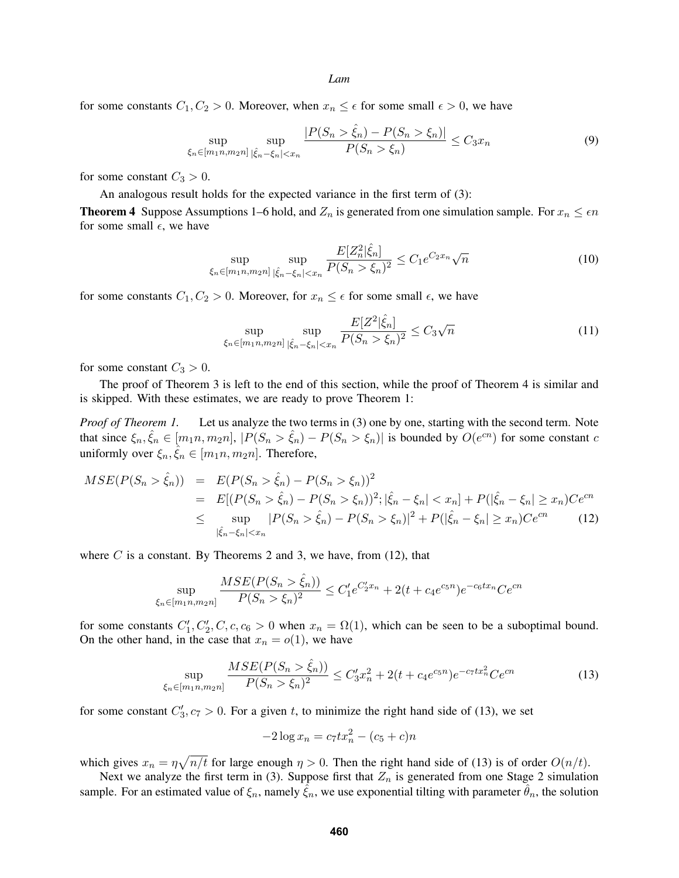for some constants $C_1, C_2 > 0$. Moreover, when $x_n \leq \epsilon$ for some small $\epsilon > 0$, we have

$$\sup_{\xi_n \in [m_1 n, m_2 n]} \sup_{|\hat{\xi}_n - \xi_n| < x_n} \frac{|P(S_n > \hat{\xi}_n) - P(S_n > \xi_n)|}{P(S_n > \xi_n)} \leq C_3 x_n \tag{9}$$

for some constant $C_3 > 0$.

An analogous result holds for the expected variance in the first term of (3):

**Theorem 4** Suppose Assumptions 1–6 hold, and $Z_n$ is generated from one simulation sample. For $x_n \leq \epsilon n$ for some small $\epsilon$, we have

$$\sup_{\xi_n \in [m_1 n, m_2 n]} \sup_{|\hat{\xi}_n - \xi_n| < x_n} \frac{E[Z_n^2 | \hat{\xi}_n]}{P(S_n > \xi_n)^2} \leq C_1 e^{C_2 x_n} \sqrt{n} \tag{10}$$

for some constants $C_1, C_2 > 0$. Moreover, for $x_n \leq \epsilon$ for some small $\epsilon$, we have

$$\sup_{\xi_n \in [m_1 n, m_2 n]} \sup_{|\hat{\xi}_n - \xi_n| < x_n} \frac{E[Z^2 | \hat{\xi}_n]}{P(S_n > \xi_n)^2} \leq C_3 \sqrt{n} \tag{11}$$

for some constant $C_3 > 0$.

The proof of Theorem 3 is left to the end of this section, while the proof of Theorem 4 is similar and is skipped. With these estimates, we are ready to prove Theorem 1:

*Proof of Theorem 1.* Let us analyze the two terms in (3) one by one, starting with the second term. Note that since $\xi_n, \hat{\xi}_n \in [m_1 n, m_2 n]$, $|P(S_n > \hat{\xi}_n) - P(S_n > \xi_n)|$ is bounded by $O(e^{cn})$ for some constant $c$ uniformly over $\xi_n, \hat{\xi}_n \in [m_1 n, m_2 n]$. Therefore,

$$\begin{aligned} MSE(P(S_n > \hat{\xi}_n)) &= E(P(S_n > \hat{\xi}_n) - P(S_n > \xi_n))^2 \\ &= E[(P(S_n > \hat{\xi}_n) - P(S_n > \xi_n))^2; |\hat{\xi}_n - \xi_n| < x_n] + P(|\hat{\xi}_n - \xi_n| \geq x_n) C e^{cn} \\ &\leq \sup_{|\hat{\xi}_n - \xi_n| < x_n} |P(S_n > \hat{\xi}_n) - P(S_n > \xi_n)|^2 + P(|\hat{\xi}_n - \xi_n| \geq x_n) C e^{cn} \end{aligned} \tag{12}$$

where $C$ is a constant. By Theorems 2 and 3, we have, from (12), that

$$\sup_{\xi_n \in [m_1 n, m_2 n]} \frac{MSE(P(S_n > \hat{\xi}_n))}{P(S_n > \xi_n)^2} \leq C_1' e^{C_2' x_n} + 2(t + c_4 e^{c_5 n}) e^{-c_6 t x_n} C e^{cn}$$

for some constants $C_1', C_2', C, c, c_6 > 0$ when $x_n = \Omega(1)$, which can be seen to be a suboptimal bound. On the other hand, in the case that $x_n = o(1)$, we have

$$\sup_{\xi_n \in [m_1 n, m_2 n]} \frac{MSE(P(S_n > \hat{\xi}_n))}{P(S_n > \xi_n)^2} \leq C_3' x_n^2 + 2(t + c_4 e^{c_5 n}) e^{-c_7 t x_n^2} C e^{cn} \tag{13}$$

for some constant $C_3', c_7 > 0$. For a given $t$, to minimize the right hand side of (13), we set

$$-2 \log x_n = c_7 t x_n^2 - (c_5 + c) n$$

which gives $x_n = \eta \sqrt{n/t}$ for large enough $\eta > 0$. Then the right hand side of (13) is of order $O(n/t)$.

Next we analyze the first term in (3). Suppose first that $Z_n$ is generated from one Stage 2 simulation sample. For an estimated value of $\xi_n$, namely $\hat{\xi}_n$, we use exponential tilting with parameter $\hat{\theta}_n$, the solution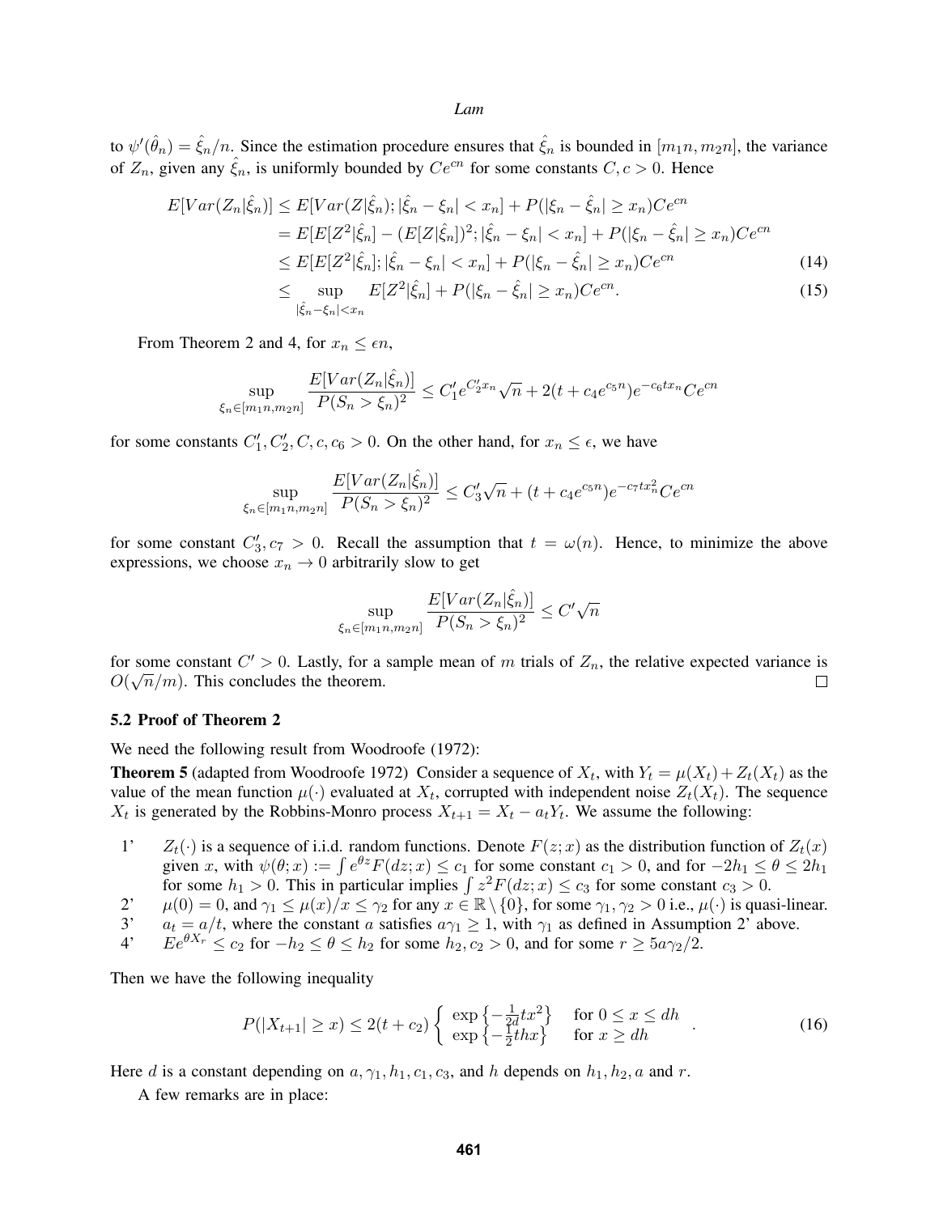to $\psi'(\hat{\theta}_n) = \hat{\xi}_n/n$. Since the estimation procedure ensures that $\hat{\xi}_n$ is bounded in $[m_1 n, m_2 n]$, the variance of $Z_n$, given any $\hat{\xi}_n$, is uniformly bounded by $Ce^{cn}$ for some constants $C, c > 0$. Hence

$$
\begin{aligned}
E[Var(Z_n|\hat{\xi}_n)] &\leq E[Var(Z|\hat{\xi}_n); |\hat{\xi}_n - \xi_n| < x_n] + P(|\xi_n - \hat{\xi}_n| \geq x_n)Ce^{cn} \\
&= E[E[Z^2|\hat{\xi}_n] - (E[Z|\hat{\xi}_n])^2; |\hat{\xi}_n - \xi_n| < x_n] + P(|\xi_n - \hat{\xi}_n| \geq x_n)Ce^{cn} \\
&\leq E[E[Z^2|\hat{\xi}_n]; |\hat{\xi}_n - \xi_n| < x_n] + P(|\xi_n - \hat{\xi}_n| \geq x_n)Ce^{cn} \qquad (14) \\
&\leq \sup_{|\hat{\xi}_n - \xi_n| < x_n} E[Z^2|\hat{\xi}_n] + P(|\xi_n - \hat{\xi}_n| \geq x_n)Ce^{cn}. \qquad (15)
\end{aligned}
$$

From Theorem 2 and 4, for $x_n \leq \epsilon n$,

$$
\sup_{\xi_n \in [m_1 n, m_2 n]} \frac{E[Var(Z_n|\hat{\xi}_n)]}{P(S_n > \xi_n)^2} \leq C_1' e^{C_2' x_n} \sqrt{n} + 2(t + c_4 e^{c_5 n}) e^{-c_6 t x_n} C e^{cn}
$$

for some constants $C_1', C_2', C, c, c_6 > 0$. On the other hand, for $x_n \leq \epsilon$, we have

$$
\sup_{\xi_n \in [m_1 n, m_2 n]} \frac{E[Var(Z_n|\hat{\xi}_n)]}{P(S_n > \xi_n)^2} \leq C_3' \sqrt{n} + (t + c_4 e^{c_5 n}) e^{-c_7 t x_n^2} C e^{cn}
$$

for some constant $C_3', c_7 > 0$. Recall the assumption that $t = \omega(n)$. Hence, to minimize the above expressions, we choose $x_n \to 0$ arbitrarily slow to get

$$
\sup_{\xi_n \in [m_1 n, m_2 n]} \frac{E[Var(Z_n|\hat{\xi}_n)]}{P(S_n > \xi_n)^2} \leq C' \sqrt{n}
$$

for some constant $C' > 0$. Lastly, for a sample mean of $m$ trials of $Z_n$, the relative expected variance is $O(\sqrt{n}/m)$. This concludes the theorem. □

### 5.2 Proof of Theorem 2

We need the following result from Woodroofe (1972):

**Theorem 5** (adapted from Woodroofe 1972) Consider a sequence of $X_t$, with $Y_t = \mu(X_t) + Z_t(X_t)$ as the value of the mean function $\mu(\cdot)$ evaluated at $X_t$, corrupted with independent noise $Z_t(X_t)$. The sequence $X_t$ is generated by the Robbins-Monro process $X_{t+1} = X_t - a_t Y_t$. We assume the following:

1' $Z_t(\cdot)$ is a sequence of i.i.d. random functions. Denote $F(z;x)$ as the distribution function of $Z_t(x)$ given $x$, with $\psi(\theta;x) := \int e^{\theta z} F(dz;x) \leq c_1$ for some constant $c_1 > 0$, and for $-2h_1 \leq \theta \leq 2h_1$ for some $h_1 > 0$. This in particular implies $\int z^2 F(dz;x) \leq c_3$ for some constant $c_3 > 0$.

2' $\mu(0) = 0$, and $\gamma_1 \leq \mu(x)/x \leq \gamma_2$ for any $x \in \mathbb{R} \setminus \{0\}$, for some $\gamma_1, \gamma_2 > 0$ i.e., $\mu(\cdot)$ is quasi-linear.

3' $a_t = a/t$, where the constant $a$ satisfies $a\gamma_1 \geq 1$, with $\gamma_1$ as defined in Assumption 2' above.

4' $Ee^{\theta X_r} \leq c_2$ for $-h_2 \leq \theta \leq h_2$ for some $h_2, c_2 > 0$, and for some $r \geq 5a\gamma_2/2$.

Then we have the following inequality

$$
P(|X_{t+1}| \geq x) \leq 2(t + c_2) \begin{cases} \exp\left\{-\frac{1}{2d} t x^2\right\} & \text{for } 0 \leq x \leq dh \\ \exp\left\{-\frac{1}{2} t h x\right\} & \text{for } x \geq dh \end{cases} . \qquad (16)
$$

Here $d$ is a constant depending on $a, \gamma_1, h_1, c_1, c_3$, and $h$ depends on $h_1, h_2, a$ and $r$.

A few remarks are in place: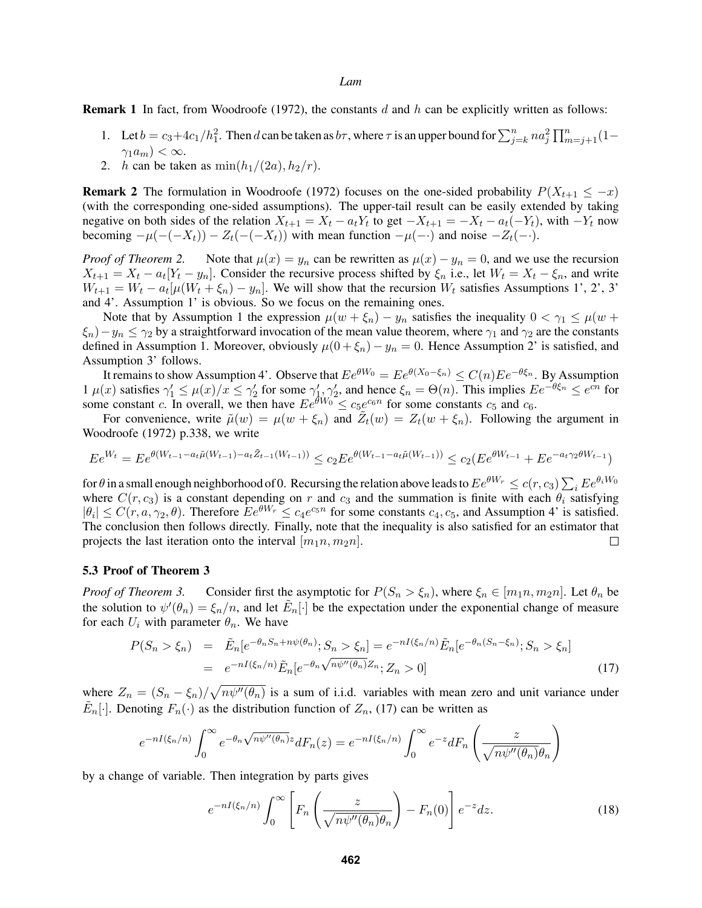**Remark 1** In fact, from Woodroofe (1972), the constants $d$ and $h$ can be explicitly written as follows:

1. Let $b = c_3 + 4c_1/h_1^2$. Then $d$ can be taken as $b\tau$, where $\tau$ is an upper bound for $\sum_{j=k}^n na_j^2 \prod_{m=j+1}^n (1-\gamma_1 a_m) < \infty$.
2. $h$ can be taken as $\min(h_1/(2a), h_2/r)$.

**Remark 2** The formulation in Woodroofe (1972) focuses on the one-sided probability $P(X_{t+1} \leq -x)$ (with the corresponding one-sided assumptions). The upper-tail result can be easily extended by taking negative on both sides of the relation $X_{t+1} = X_t - a_t Y_t$ to get $-X_{t+1} = -X_t - a_t(-Y_t)$, with $-Y_t$ now becoming $-\mu(-(-X_t)) - Z_t(-(-X_t))$ with mean function $-\mu(-\cdot)$ and noise $-Z_t(-\cdot)$.

*Proof of Theorem 2.* Note that $\mu(x) = y_n$ can be rewritten as $\mu(x) - y_n = 0$, and we use the recursion $X_{t+1} = X_t - a_t[Y_t - y_n]$. Consider the recursive process shifted by $\xi_n$ i.e., let $W_t = X_t - \xi_n$, and write $W_{t+1} = W_t - a_t[\mu(W_t + \xi_n) - y_n]$. We will show that the recursion $W_t$ satisfies Assumptions 1', 2', 3' and 4'. Assumption 1' is obvious. So we focus on the remaining ones.

Note that by Assumption 1 the expression $\mu(w + \xi_n) - y_n$ satisfies the inequality $0 < \gamma_1 \leq \mu(w + \xi_n) - y_n \leq \gamma_2$ by a straightforward invocation of the mean value theorem, where $\gamma_1$ and $\gamma_2$ are the constants defined in Assumption 1. Moreover, obviously $\mu(0 + \xi_n) - y_n = 0$. Hence Assumption 2' is satisfied, and Assumption 3' follows.

It remains to show Assumption 4'. Observe that $Ee^{\theta W_0} = Ee^{\theta(X_0 - \xi_n)} \leq C(n)Ee^{-\theta\xi_n}$. By Assumption 1 $\mu(x)$ satisfies $\gamma_1' \leq \mu(x)/x \leq \gamma_2'$ for some $\gamma_1', \gamma_2'$, and hence $\xi_n = \Theta(n)$. This implies $Ee^{-\theta\xi_n} \leq e^{cn}$ for some constant $c$. In overall, we then have $Ee^{\theta W_0} \leq c_5 e^{c_6 n}$ for some constants $c_5$ and $c_6$.

For convenience, write $\tilde{\mu}(w) = \mu(w + \xi_n)$ and $\tilde{Z}_t(w) = Z_t(w + \xi_n)$. Following the argument in Woodroofe (1972) p.338, we write

$$Ee^{W_t} = Ee^{\theta(W_{t-1} - a_t\tilde{\mu}(W_{t-1}) - a_t\tilde{Z}_{t-1}(W_{t-1}))} \leq c_2 Ee^{\theta(W_{t-1} - a_t\tilde{\mu}(W_{t-1}))} \leq c_2(Ee^{\theta W_{t-1}} + Ee^{-a_t\gamma_2\theta W_{t-1}})$$

for $\theta$ in a small enough neighborhood of 0. Recursing the relation above leads to $Ee^{\theta W_r} \leq c(r, c_3)\sum_i Ee^{\theta_i W_0}$ where $C(r, c_3)$ is a constant depending on $r$ and $c_3$ and the summation is finite with each $\theta_i$ satisfying $|\theta_i| \leq C(r, a, \gamma_2, \theta)$. Therefore $Ee^{\theta W_r} \leq c_4 e^{c_5 n}$ for some constants $c_4, c_5$, and Assumption 4' is satisfied. The conclusion then follows directly. Finally, note that the inequality is also satisfied for an estimator that projects the last iteration onto the interval $[m_1 n, m_2 n]$. $\square$

### 5.3 Proof of Theorem 3

*Proof of Theorem 3.* Consider first the asymptotic for $P(S_n > \xi_n)$, where $\xi_n \in [m_1 n, m_2 n]$. Let $\theta_n$ be the solution to $\psi'(\theta_n) = \xi_n/n$, and let $\tilde{E}_n[\cdot]$ be the expectation under the exponential change of measure for each $U_i$ with parameter $\theta_n$. We have

$$\begin{aligned} P(S_n > \xi_n) &= \tilde{E}_n[e^{-\theta_n S_n + n\psi(\theta_n)}; S_n > \xi_n] = e^{-nI(\xi_n/n)}\tilde{E}_n[e^{-\theta_n(S_n - \xi_n)}; S_n > \xi_n] \\ &= e^{-nI(\xi_n/n)}\tilde{E}_n[e^{-\theta_n\sqrt{n\psi''(\theta_n)}Z_n}; Z_n > 0] \end{aligned} \tag{17}$$

where $Z_n = (S_n - \xi_n)/\sqrt{n\psi''(\theta_n)}$ is a sum of i.i.d. variables with mean zero and unit variance under $\tilde{E}_n[\cdot]$. Denoting $F_n(\cdot)$ as the distribution function of $Z_n$, (17) can be written as

$$e^{-nI(\xi_n/n)}\int_0^\infty e^{-\theta_n\sqrt{n\psi''(\theta_n)}z}dF_n(z) = e^{-nI(\xi_n/n)}\int_0^\infty e^{-z}dF_n\left(\frac{z}{\sqrt{n\psi''(\theta_n)}\theta_n}\right)$$

by a change of variable. Then integration by parts gives

$$e^{-nI(\xi_n/n)}\int_0^\infty \left[F_n\left(\frac{z}{\sqrt{n\psi''(\theta_n)}\theta_n}\right) - F_n(0)\right]e^{-z}dz. \tag{18}$$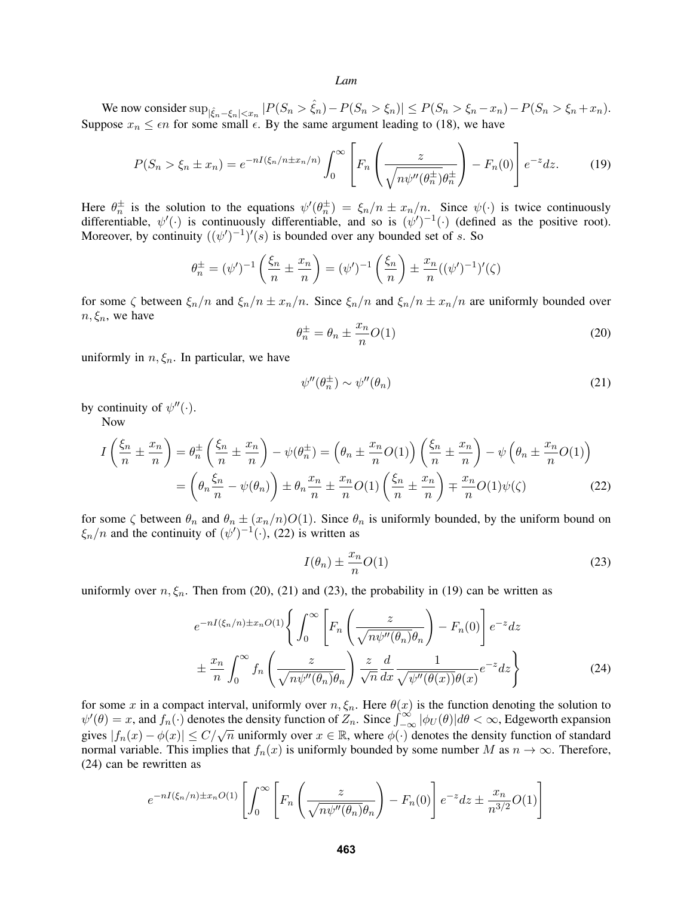We now consider $\sup_{|\hat{\xi}_n - \xi_n| < x_n} |P(S_n > \hat{\xi}_n) - P(S_n > \xi_n)| \leq P(S_n > \xi_n - x_n) - P(S_n > \xi_n + x_n)$. Suppose $x_n \leq \epsilon n$ for some small $\epsilon$. By the same argument leading to (18), we have

$$P(S_n > \xi_n \pm x_n) = e^{-nI(\xi_n/n \pm x_n/n)} \int_0^\infty \left[ F_n\left( \frac{z}{\sqrt{n\psi''(\theta_n^\pm)}\theta_n^\pm} \right) - F_n(0) \right] e^{-z} dz. \tag{19}$$

Here $\theta_n^\pm$ is the solution to the equations $\psi'(\theta_n^\pm) = \xi_n/n \pm x_n/n$. Since $\psi(\cdot)$ is twice continuously differentiable, $\psi'(\cdot)$ is continuously differentiable, and so is $(\psi')^{-1}(\cdot)$ (defined as the positive root). Moreover, by continuity $((\psi')^{-1})'(s)$ is bounded over any bounded set of $s$. So

$$\theta_n^\pm = (\psi')^{-1}\left( \frac{\xi_n}{n} \pm \frac{x_n}{n} \right) = (\psi')^{-1}\left( \frac{\xi_n}{n} \right) \pm \frac{x_n}{n} ((\psi')^{-1})'(\zeta)$$

for some $\zeta$ between $\xi_n/n$ and $\xi_n/n \pm x_n/n$. Since $\xi_n/n$ and $\xi_n/n \pm x_n/n$ are uniformly bounded over $n, \xi_n$, we have

$$\theta_n^\pm = \theta_n \pm \frac{x_n}{n} O(1) \tag{20}$$

uniformly in $n, \xi_n$. In particular, we have

$$\psi''(\theta_n^\pm) \sim \psi''(\theta_n) \tag{21}$$

by continuity of $\psi''(\cdot)$.

Now

$$\begin{aligned}
I\left( \frac{\xi_n}{n} \pm \frac{x_n}{n} \right) &= \theta_n^\pm \left( \frac{\xi_n}{n} \pm \frac{x_n}{n} \right) - \psi(\theta_n^\pm) = \left( \theta_n \pm \frac{x_n}{n} O(1) \right) \left( \frac{\xi_n}{n} \pm \frac{x_n}{n} \right) - \psi\left( \theta_n \pm \frac{x_n}{n} O(1) \right) \\
&= \left( \theta_n \frac{\xi_n}{n} - \psi(\theta_n) \right) \pm \theta_n \frac{x_n}{n} \pm \frac{x_n}{n} O(1) \left( \frac{\xi_n}{n} \pm \frac{x_n}{n} \right) \mp \frac{x_n}{n} O(1) \psi(\zeta)
\end{aligned} \tag{22}$$

for some $\zeta$ between $\theta_n$ and $\theta_n \pm (x_n/n)O(1)$. Since $\theta_n$ is uniformly bounded, by the uniform bound on $\xi_n/n$ and the continuity of $(\psi')^{-1}(\cdot)$, (22) is written as

$$I(\theta_n) \pm \frac{x_n}{n} O(1) \tag{23}$$

uniformly over $n, \xi_n$. Then from (20), (21) and (23), the probability in (19) can be written as

$$\begin{aligned}
&e^{-nI(\xi_n/n) \pm x_n O(1)} \Bigg\{ \int_0^\infty \left[ F_n\left( \frac{z}{\sqrt{n\psi''(\theta_n)}\theta_n} \right) - F_n(0) \right] e^{-z} dz \\
&\pm \frac{x_n}{n} \int_0^\infty f_n\left( \frac{z}{\sqrt{n\psi''(\theta_n)}\theta_n} \right) \frac{z}{\sqrt{n}} \frac{d}{dx} \frac{1}{\sqrt{\psi''(\theta(x))}\theta(x)} e^{-z} dz \Bigg\}
\end{aligned} \tag{24}$$

for some $x$ in a compact interval, uniformly over $n, \xi_n$. Here $\theta(x)$ is the function denoting the solution to $\psi'(\theta) = x$, and $f_n(\cdot)$ denotes the density function of $Z_n$. Since $\int_{-\infty}^\infty |\phi_U(\theta)| d\theta < \infty$, Edgeworth expansion gives $|f_n(x) - \phi(x)| \leq C/\sqrt{n}$ uniformly over $x \in \mathbb{R}$, where $\phi(\cdot)$ denotes the density function of standard normal variable. This implies that $f_n(x)$ is uniformly bounded by some number $M$ as $n \to \infty$. Therefore, (24) can be rewritten as

$$e^{-nI(\xi_n/n) \pm x_n O(1)} \left[ \int_0^\infty \left[ F_n\left( \frac{z}{\sqrt{n\psi''(\theta_n)}\theta_n} \right) - F_n(0) \right] e^{-z} dz \pm \frac{x_n}{n^{3/2}} O(1) \right]$$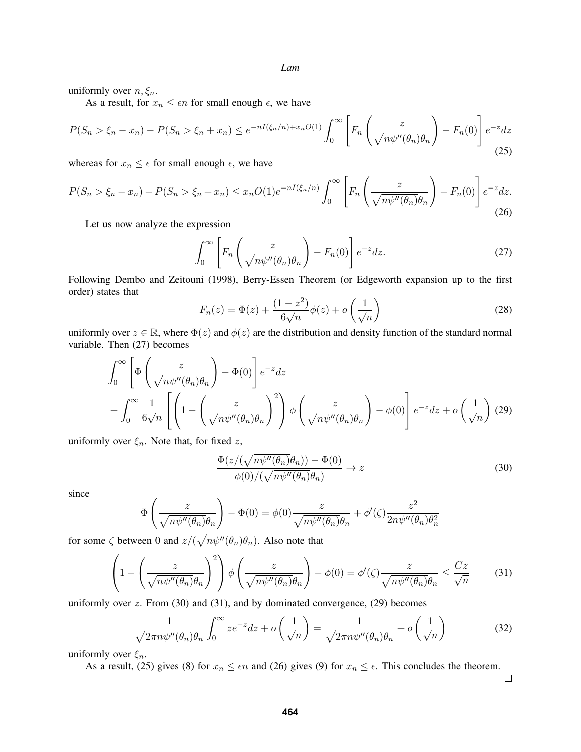uniformly over $n, \xi_n$.

As a result, for $x_n \leq \epsilon n$ for small enough $\epsilon$, we have

$$P(S_n > \xi_n - x_n) - P(S_n > \xi_n + x_n) \leq e^{-nI(\xi_n/n) + x_n O(1)} \int_0^\infty \left[ F_n\left(\frac{z}{\sqrt{n\psi''(\theta_n)}\theta_n}\right) - F_n(0)\right] e^{-z} dz \tag{25}$$

whereas for $x_n \leq \epsilon$ for small enough $\epsilon$, we have

$$P(S_n > \xi_n - x_n) - P(S_n > \xi_n + x_n) \leq x_n O(1) e^{-nI(\xi_n/n)} \int_0^\infty \left[ F_n\left(\frac{z}{\sqrt{n\psi''(\theta_n)}\theta_n}\right) - F_n(0)\right] e^{-z} dz. \tag{26}$$

Let us now analyze the expression

$$\int_0^\infty \left[ F_n\left(\frac{z}{\sqrt{n\psi''(\theta_n)}\theta_n}\right) - F_n(0)\right] e^{-z} dz. \tag{27}$$

Following Dembo and Zeitouni (1998), Berry-Essen Theorem (or Edgeworth expansion up to the first order) states that

$$F_n(z) = \Phi(z) + \frac{(1-z^2)}{6\sqrt{n}}\phi(z) + o\left(\frac{1}{\sqrt{n}}\right) \tag{28}$$

uniformly over $z \in \mathbb{R}$, where $\Phi(z)$ and $\phi(z)$ are the distribution and density function of the standard normal variable. Then (27) becomes

$$\begin{aligned}
&\int_0^\infty \left[ \Phi\left(\frac{z}{\sqrt{n\psi''(\theta_n)}\theta_n}\right) - \Phi(0)\right] e^{-z} dz \\
&+ \int_0^\infty \frac{1}{6\sqrt{n}} \left[ \left(1 - \left(\frac{z}{\sqrt{n\psi''(\theta_n)}\theta_n}\right)^2\right) \phi\left(\frac{z}{\sqrt{n\psi''(\theta_n)}\theta_n}\right) - \phi(0)\right] e^{-z} dz + o\left(\frac{1}{\sqrt{n}}\right)
\end{aligned} \tag{29}$$

uniformly over $\xi_n$. Note that, for fixed $z$,

$$\frac{\Phi(z/(\sqrt{n\psi''(\theta_n)}\theta_n)) - \Phi(0)}{\phi(0)/(\sqrt{n\psi''(\theta_n)}\theta_n)} \to z \tag{30}$$

since

$$\Phi\left(\frac{z}{\sqrt{n\psi''(\theta_n)}\theta_n}\right) - \Phi(0) = \phi(0)\frac{z}{\sqrt{n\psi''(\theta_n)}\theta_n} + \phi'(\zeta)\frac{z^2}{2n\psi''(\theta_n)\theta_n^2}$$

for some $\zeta$ between 0 and $z/(\sqrt{n\psi''(\theta_n)}\theta_n)$. Also note that

$$\left(1 - \left(\frac{z}{\sqrt{n\psi''(\theta_n)}\theta_n}\right)^2\right) \phi\left(\frac{z}{\sqrt{n\psi''(\theta_n)}\theta_n}\right) - \phi(0) = \phi'(\zeta)\frac{z}{\sqrt{n\psi''(\theta_n)}\theta_n} \leq \frac{Cz}{\sqrt{n}} \tag{31}$$

uniformly over $z$. From (30) and (31), and by dominated convergence, (29) becomes

$$\frac{1}{\sqrt{2\pi n\psi''(\theta_n)}\theta_n} \int_0^\infty z e^{-z} dz + o\left(\frac{1}{\sqrt{n}}\right) = \frac{1}{\sqrt{2\pi n\psi''(\theta_n)}\theta_n} + o\left(\frac{1}{\sqrt{n}}\right) \tag{32}$$

uniformly over $\xi_n$.

As a result, (25) gives (8) for $x_n \leq \epsilon n$ and (26) gives (9) for $x_n \leq \epsilon$. This concludes the theorem.

□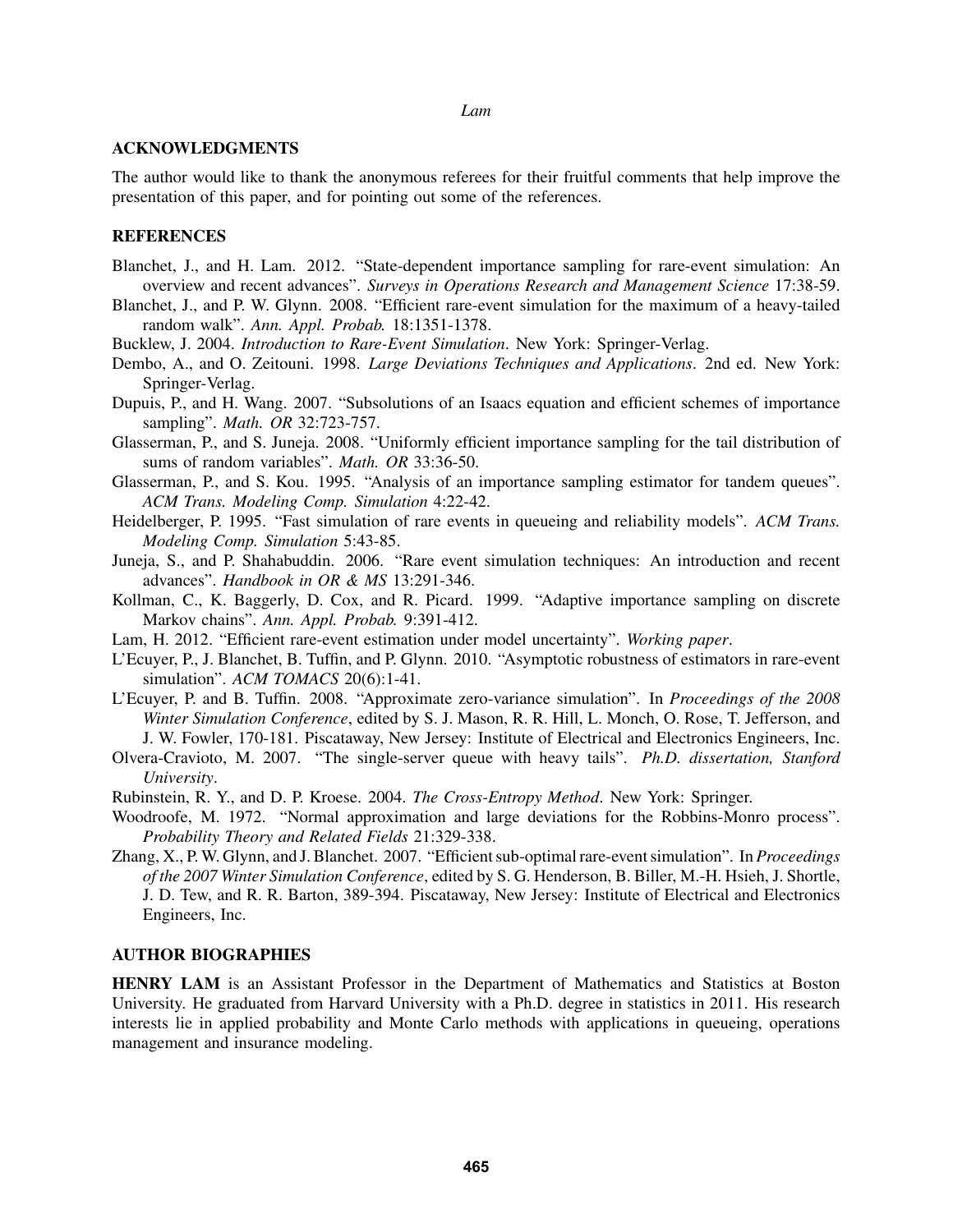## ACKNOWLEDGMENTS

The author would like to thank the anonymous referees for their fruitful comments that help improve the presentation of this paper, and for pointing out some of the references.

## REFERENCES

Blanchet, J., and H. Lam. 2012. "State-dependent importance sampling for rare-event simulation: An overview and recent advances". *Surveys in Operations Research and Management Science* 17:38-59.

Blanchet, J., and P. W. Glynn. 2008. "Efficient rare-event simulation for the maximum of a heavy-tailed random walk". *Ann. Appl. Probab.* 18:1351-1378.

Bucklew, J. 2004. *Introduction to Rare-Event Simulation*. New York: Springer-Verlag.

Dembo, A., and O. Zeitouni. 1998. *Large Deviations Techniques and Applications*. 2nd ed. New York: Springer-Verlag.

Dupuis, P., and H. Wang. 2007. "Subsolutions of an Isaacs equation and efficient schemes of importance sampling". *Math. OR* 32:723-757.

Glasserman, P., and S. Juneja. 2008. "Uniformly efficient importance sampling for the tail distribution of sums of random variables". *Math. OR* 33:36-50.

Glasserman, P., and S. Kou. 1995. "Analysis of an importance sampling estimator for tandem queues". *ACM Trans. Modeling Comp. Simulation* 4:22-42.

Heidelberger, P. 1995. "Fast simulation of rare events in queueing and reliability models". *ACM Trans. Modeling Comp. Simulation* 5:43-85.

Juneja, S., and P. Shahabuddin. 2006. "Rare event simulation techniques: An introduction and recent advances". *Handbook in OR & MS* 13:291-346.

Kollman, C., K. Baggerly, D. Cox, and R. Picard. 1999. "Adaptive importance sampling on discrete Markov chains". *Ann. Appl. Probab.* 9:391-412.

Lam, H. 2012. "Efficient rare-event estimation under model uncertainty". *Working paper*.

L'Ecuyer, P., J. Blanchet, B. Tuffin, and P. Glynn. 2010. "Asymptotic robustness of estimators in rare-event simulation". *ACM TOMACS* 20(6):1-41.

L'Ecuyer, P. and B. Tuffin. 2008. "Approximate zero-variance simulation". In *Proceedings of the 2008 Winter Simulation Conference*, edited by S. J. Mason, R. R. Hill, L. Monch, O. Rose, T. Jefferson, and J. W. Fowler, 170-181. Piscataway, New Jersey: Institute of Electrical and Electronics Engineers, Inc.

Olvera-Cravioto, M. 2007. "The single-server queue with heavy tails". *Ph.D. dissertation, Stanford University*.

Rubinstein, R. Y., and D. P. Kroese. 2004. *The Cross-Entropy Method*. New York: Springer.

Woodroofe, M. 1972. "Normal approximation and large deviations for the Robbins-Monro process". *Probability Theory and Related Fields* 21:329-338.

Zhang, X., P. W. Glynn, and J. Blanchet. 2007. "Efficient sub-optimal rare-event simulation". In *Proceedings of the 2007 Winter Simulation Conference*, edited by S. G. Henderson, B. Biller, M.-H. Hsieh, J. Shortle, J. D. Tew, and R. R. Barton, 389-394. Piscataway, New Jersey: Institute of Electrical and Electronics Engineers, Inc.

## AUTHOR BIOGRAPHIES

**HENRY LAM** is an Assistant Professor in the Department of Mathematics and Statistics at Boston University. He graduated from Harvard University with a Ph.D. degree in statistics in 2011. His research interests lie in applied probability and Monte Carlo methods with applications in queueing, operations management and insurance modeling.